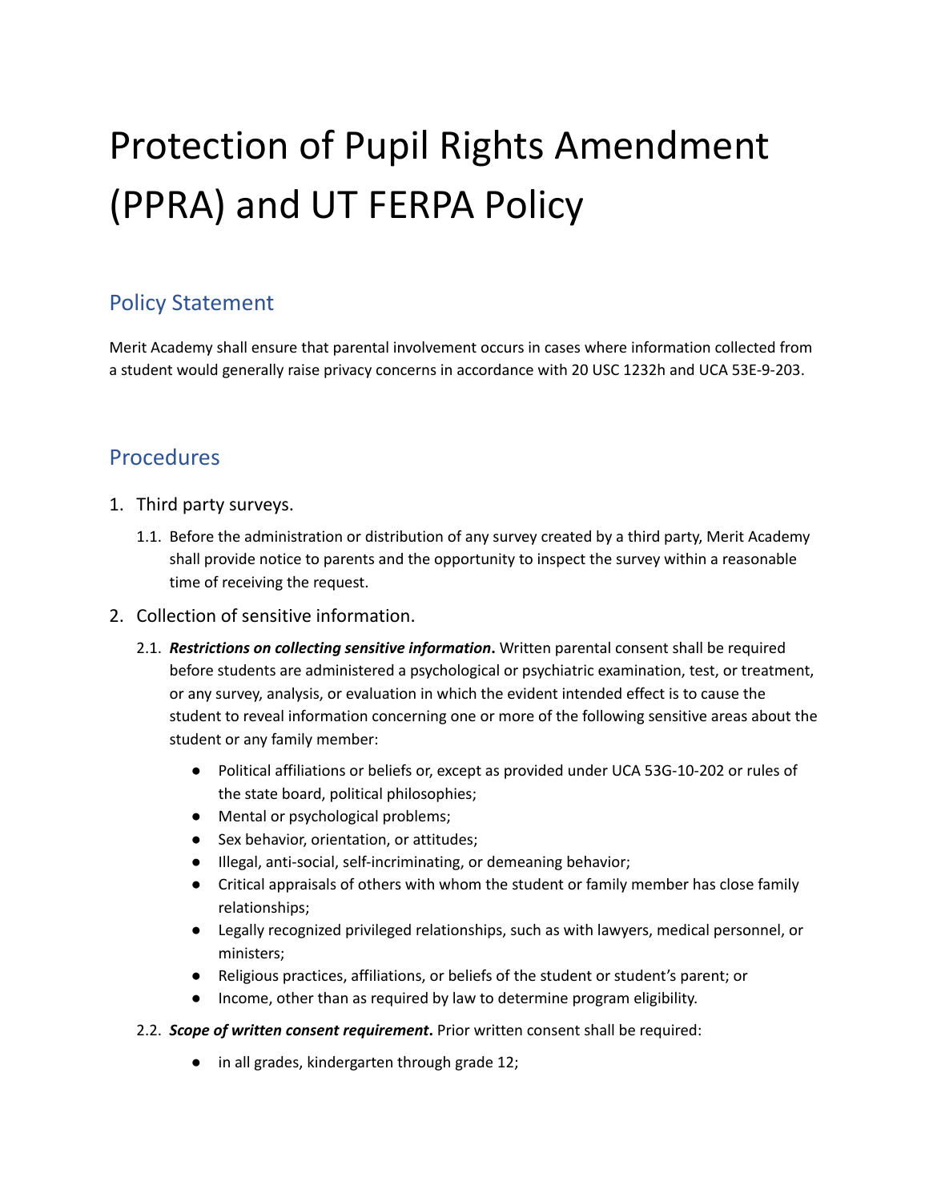# Protection of Pupil Rights Amendment (PPRA) and UT FERPA Policy

## Policy Statement

Merit Academy shall ensure that parental involvement occurs in cases where information collected from a student would generally raise privacy concerns in accordance with 20 USC 1232h and UCA 53E-9-203.

## Procedures

1. Third party surveys.
   1.1. Before the administration or distribution of any survey created by a third party, Merit Academy shall provide notice to parents and the opportunity to inspect the survey within a reasonable time of receiving the request.
2. Collection of sensitive information.
   2.1. ***Restrictions on collecting sensitive information*.** Written parental consent shall be required before students are administered a psychological or psychiatric examination, test, or treatment, or any survey, analysis, or evaluation in which the evident intended effect is to cause the student to reveal information concerning one or more of the following sensitive areas about the student or any family member:

   - Political affiliations or beliefs or, except as provided under UCA 53G-10-202 or rules of the state board, political philosophies;
   - Mental or psychological problems;
   - Sex behavior, orientation, or attitudes;
   - Illegal, anti-social, self-incriminating, or demeaning behavior;
   - Critical appraisals of others with whom the student or family member has close family relationships;
   - Legally recognized privileged relationships, such as with lawyers, medical personnel, or ministers;
   - Religious practices, affiliations, or beliefs of the student or student's parent; or
   - Income, other than as required by law to determine program eligibility.

   2.2. ***Scope of written consent requirement*.** Prior written consent shall be required:

   - in all grades, kindergarten through grade 12;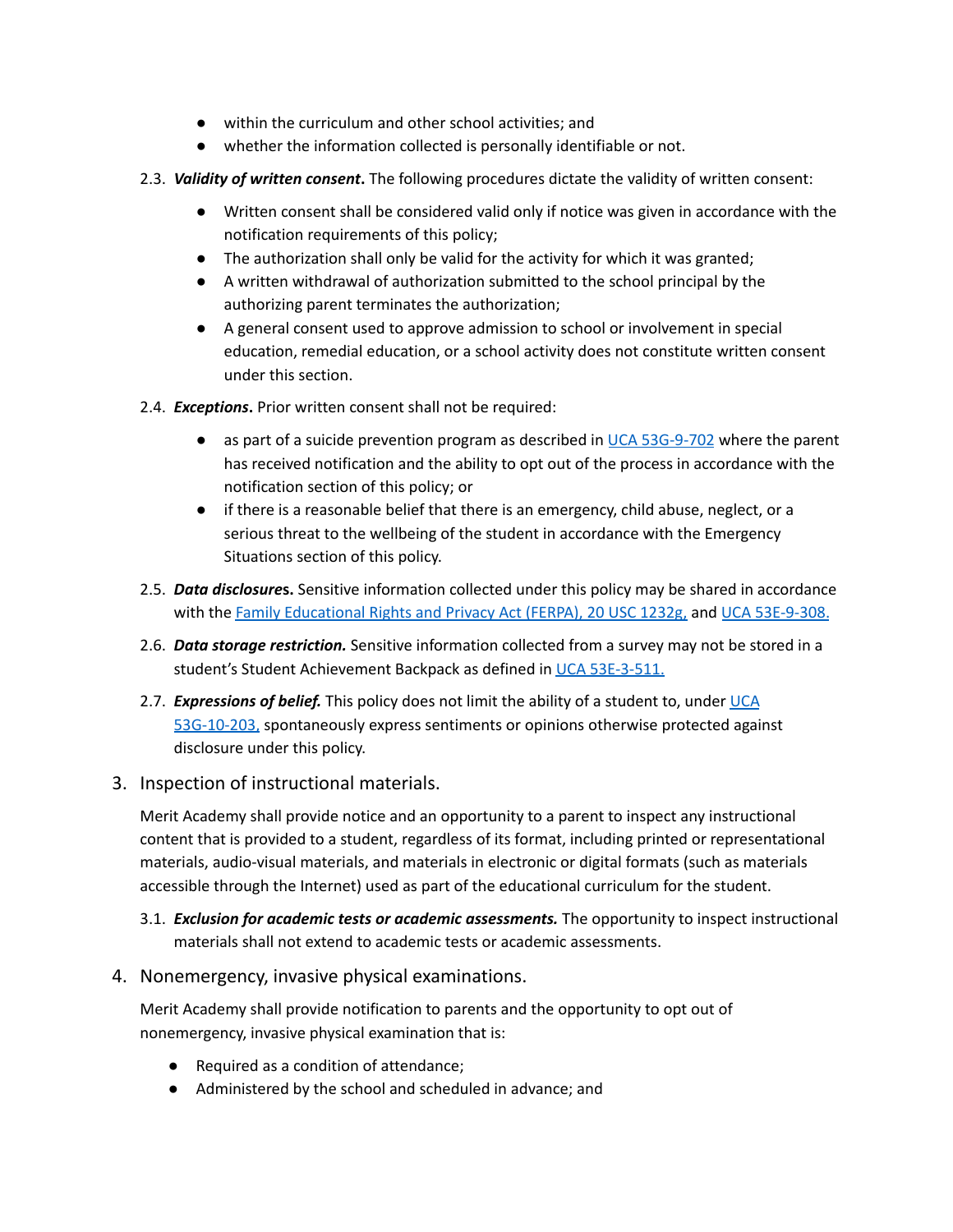- within the curriculum and other school activities; and
- whether the information collected is personally identifiable or not.

2.3. ***Validity of written consent*.** The following procedures dictate the validity of written consent:

- Written consent shall be considered valid only if notice was given in accordance with the notification requirements of this policy;
- The authorization shall only be valid for the activity for which it was granted;
- A written withdrawal of authorization submitted to the school principal by the authorizing parent terminates the authorization;
- A general consent used to approve admission to school or involvement in special education, remedial education, or a school activity does not constitute written consent under this section.

2.4. ***Exceptions*.** Prior written consent shall not be required:

- as part of a suicide prevention program as described in [UCA 53G-9-702] where the parent has received notification and the ability to opt out of the process in accordance with the notification section of this policy; or
- if there is a reasonable belief that there is an emergency, child abuse, neglect, or a serious threat to the wellbeing of the student in accordance with the Emergency Situations section of this policy.

2.5. ***Data disclosures*.** Sensitive information collected under this policy may be shared in accordance with the Family Educational Rights and Privacy Act (FERPA), 20 USC 1232g, and UCA 53E-9-308.

2.6. ***Data storage restriction.*** Sensitive information collected from a survey may not be stored in a student's Student Achievement Backpack as defined in UCA 53E-3-511.

2.7. ***Expressions of belief.*** This policy does not limit the ability of a student to, under UCA 53G-10-203, spontaneously express sentiments or opinions otherwise protected against disclosure under this policy.

3. Inspection of instructional materials.

Merit Academy shall provide notice and an opportunity to a parent to inspect any instructional content that is provided to a student, regardless of its format, including printed or representational materials, audio-visual materials, and materials in electronic or digital formats (such as materials accessible through the Internet) used as part of the educational curriculum for the student.

3.1. ***Exclusion for academic tests or academic assessments.*** The opportunity to inspect instructional materials shall not extend to academic tests or academic assessments.

4. Nonemergency, invasive physical examinations.

Merit Academy shall provide notification to parents and the opportunity to opt out of nonemergency, invasive physical examination that is:

- Required as a condition of attendance;
- Administered by the school and scheduled in advance; and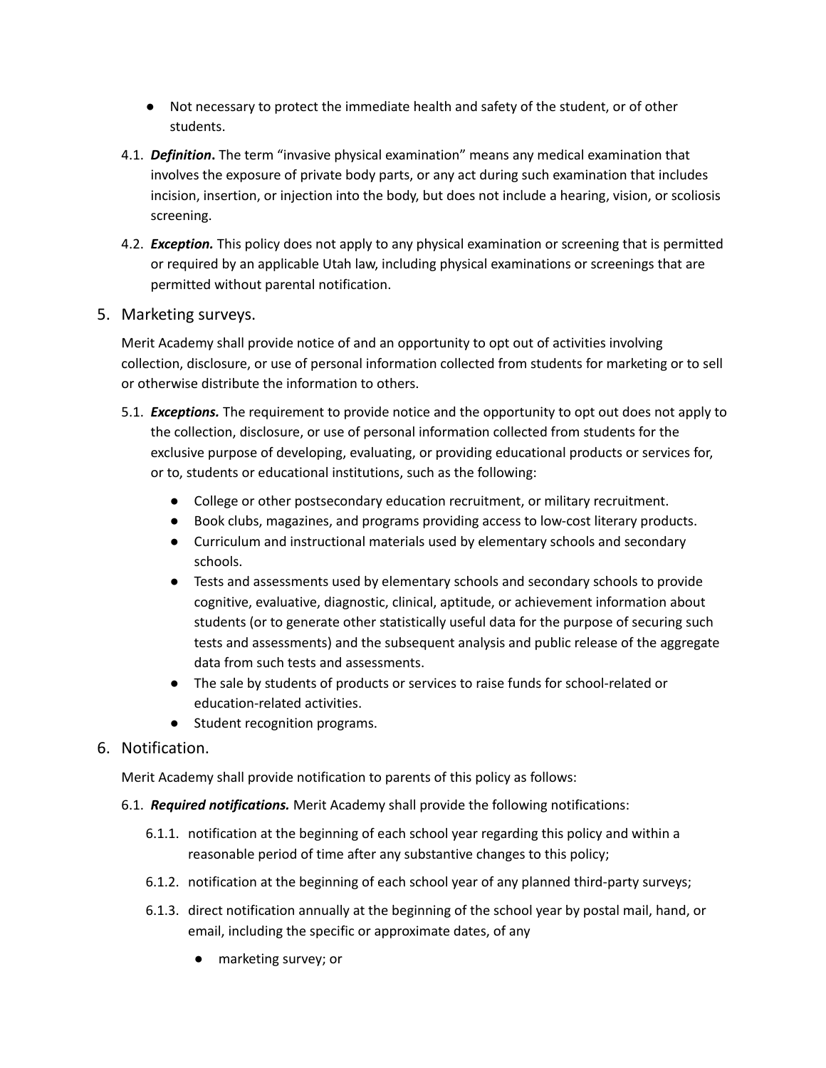- Not necessary to protect the immediate health and safety of the student, or of other students.

4.1. ***Definition*.** The term "invasive physical examination" means any medical examination that involves the exposure of private body parts, or any act during such examination that includes incision, insertion, or injection into the body, but does not include a hearing, vision, or scoliosis screening.

4.2. ***Exception.*** This policy does not apply to any physical examination or screening that is permitted or required by an applicable Utah law, including physical examinations or screenings that are permitted without parental notification.

## 5. Marketing surveys.

Merit Academy shall provide notice of and an opportunity to opt out of activities involving collection, disclosure, or use of personal information collected from students for marketing or to sell or otherwise distribute the information to others.

5.1. ***Exceptions.*** The requirement to provide notice and the opportunity to opt out does not apply to the collection, disclosure, or use of personal information collected from students for the exclusive purpose of developing, evaluating, or providing educational products or services for, or to, students or educational institutions, such as the following:

- College or other postsecondary education recruitment, or military recruitment.
- Book clubs, magazines, and programs providing access to low-cost literary products.
- Curriculum and instructional materials used by elementary schools and secondary schools.
- Tests and assessments used by elementary schools and secondary schools to provide cognitive, evaluative, diagnostic, clinical, aptitude, or achievement information about students (or to generate other statistically useful data for the purpose of securing such tests and assessments) and the subsequent analysis and public release of the aggregate data from such tests and assessments.
- The sale by students of products or services to raise funds for school-related or education-related activities.
- Student recognition programs.

## 6. Notification.

Merit Academy shall provide notification to parents of this policy as follows:

6.1. ***Required notifications.*** Merit Academy shall provide the following notifications:

6.1.1. notification at the beginning of each school year regarding this policy and within a reasonable period of time after any substantive changes to this policy;

6.1.2. notification at the beginning of each school year of any planned third-party surveys;

6.1.3. direct notification annually at the beginning of the school year by postal mail, hand, or email, including the specific or approximate dates, of any

- marketing survey; or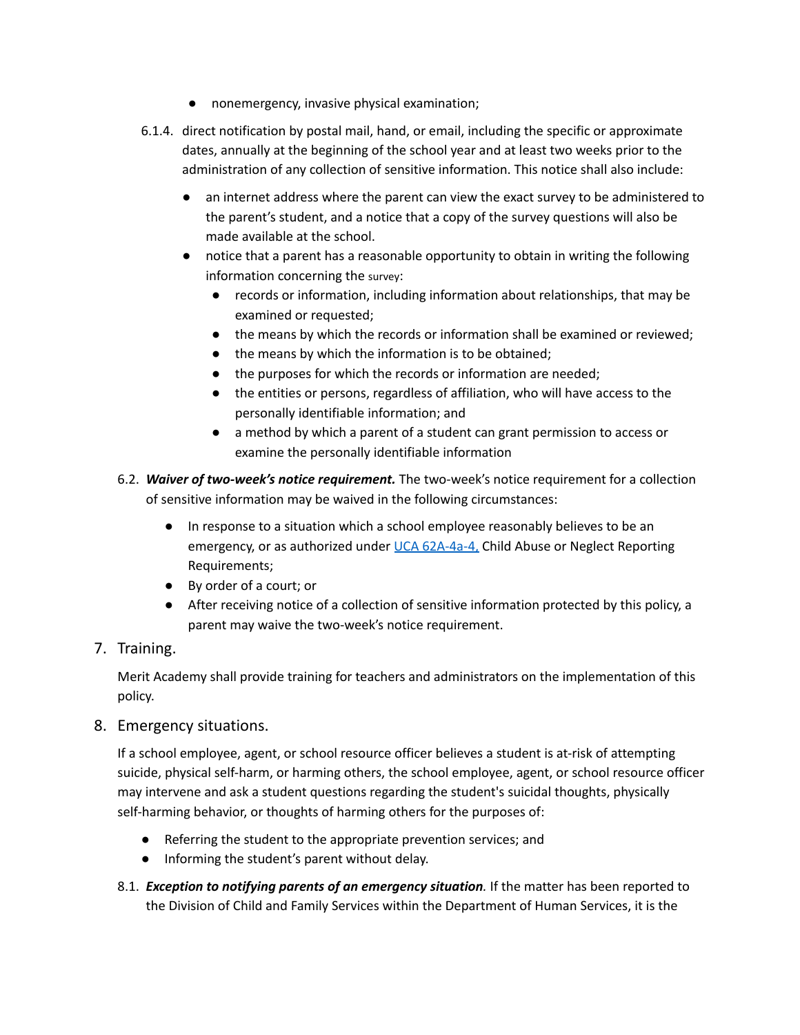- nonemergency, invasive physical examination;

6.1.4. direct notification by postal mail, hand, or email, including the specific or approximate dates, annually at the beginning of the school year and at least two weeks prior to the administration of any collection of sensitive information. This notice shall also include:

- an internet address where the parent can view the exact survey to be administered to the parent's student, and a notice that a copy of the survey questions will also be made available at the school.
- notice that a parent has a reasonable opportunity to obtain in writing the following information concerning the survey:
  - records or information, including information about relationships, that may be examined or requested;
  - the means by which the records or information shall be examined or reviewed;
  - the means by which the information is to be obtained;
  - the purposes for which the records or information are needed;
  - the entities or persons, regardless of affiliation, who will have access to the personally identifiable information; and
  - a method by which a parent of a student can grant permission to access or examine the personally identifiable information

6.2. ***Waiver of two-week's notice requirement.*** The two-week's notice requirement for a collection of sensitive information may be waived in the following circumstances:

- In response to a situation which a school employee reasonably believes to be an emergency, or as authorized under [UCA 62A-4a-4,](UCA 62A-4a-4) Child Abuse or Neglect Reporting Requirements;
- By order of a court; or
- After receiving notice of a collection of sensitive information protected by this policy, a parent may waive the two-week's notice requirement.

## 7. Training.

Merit Academy shall provide training for teachers and administrators on the implementation of this policy.

## 8. Emergency situations.

If a school employee, agent, or school resource officer believes a student is at-risk of attempting suicide, physical self-harm, or harming others, the school employee, agent, or school resource officer may intervene and ask a student questions regarding the student's suicidal thoughts, physically self-harming behavior, or thoughts of harming others for the purposes of:

- Referring the student to the appropriate prevention services; and
- Informing the student's parent without delay.

8.1. ***Exception to notifying parents of an emergency situation.*** If the matter has been reported to the Division of Child and Family Services within the Department of Human Services, it is the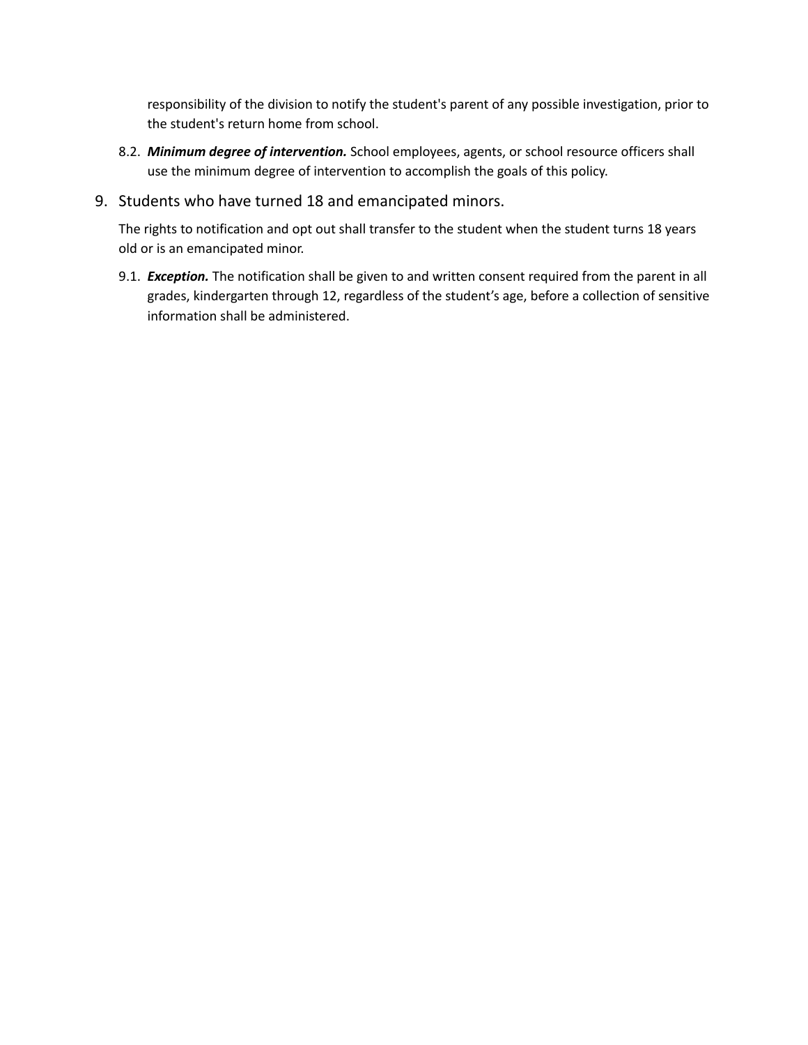responsibility of the division to notify the student's parent of any possible investigation, prior to the student's return home from school.

8.2. ***Minimum degree of intervention.*** School employees, agents, or school resource officers shall use the minimum degree of intervention to accomplish the goals of this policy.

## 9. Students who have turned 18 and emancipated minors.

The rights to notification and opt out shall transfer to the student when the student turns 18 years old or is an emancipated minor.

9.1. ***Exception.*** The notification shall be given to and written consent required from the parent in all grades, kindergarten through 12, regardless of the student's age, before a collection of sensitive information shall be administered.